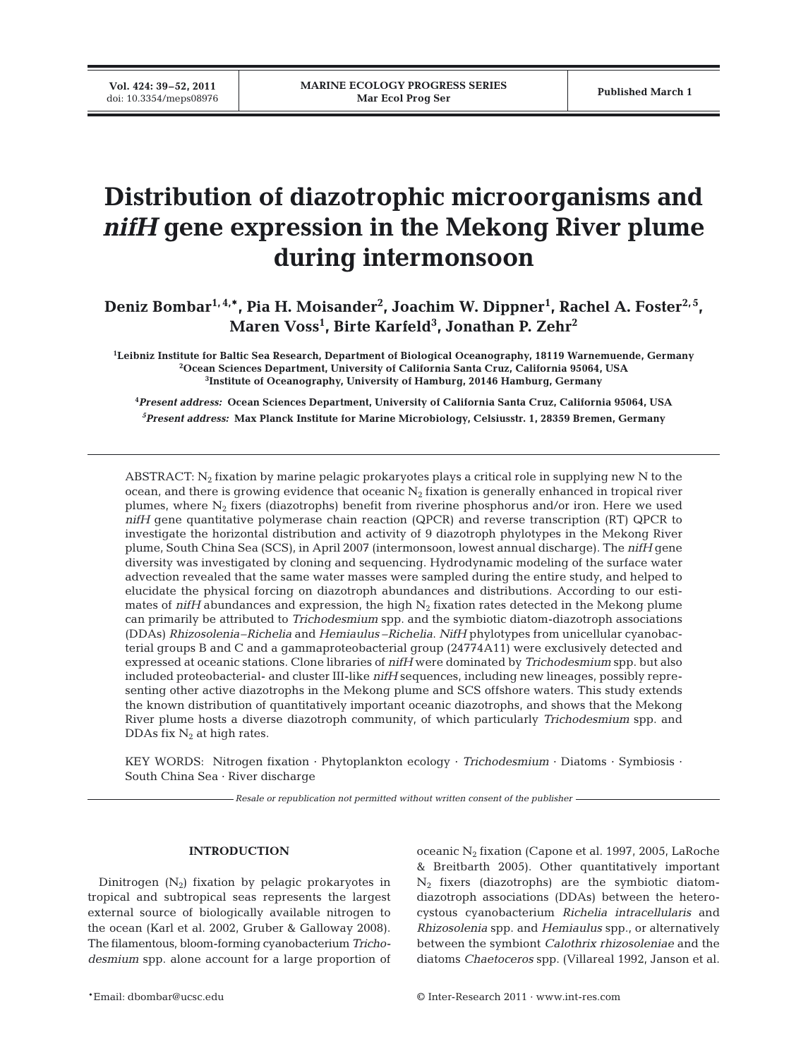# Distribution of diazotrophic microorganisms and *nifH* gene expression in the Mekong River plume during intermonsoon

**Deniz Bombar[1,4,\*], Pia H. Moisander[2], Joachim W. Dippner[1], Rachel A. Foster[2,5], Maren Voss[1], Birte Karfeld[3], Jonathan P. Zehr[2]**

[1]Leibniz Institute for Baltic Sea Research, Department of Biological Oceanography, 18119 Warnemuende, Germany
[2]Ocean Sciences Department, University of California Santa Cruz, California 95064, USA
[3]Institute of Oceanography, University of Hamburg, 20146 Hamburg, Germany

[4]*Present address:* Ocean Sciences Department, University of California Santa Cruz, California 95064, USA
[5]*Present address:* Max Planck Institute for Marine Microbiology, Celsiusstr. 1, 28359 Bremen, Germany

ABSTRACT: $N_2$ fixation by marine pelagic prokaryotes plays a critical role in supplying new N to the ocean, and there is growing evidence that oceanic $N_2$ fixation is generally enhanced in tropical river plumes, where $N_2$ fixers (diazotrophs) benefit from riverine phosphorus and/or iron. Here we used *nifH* gene quantitative polymerase chain reaction (QPCR) and reverse transcription (RT) QPCR to investigate the horizontal distribution and activity of 9 diazotroph phylotypes in the Mekong River plume, South China Sea (SCS), in April 2007 (intermonsoon, lowest annual discharge). The *nifH* gene diversity was investigated by cloning and sequencing. Hydrodynamic modeling of the surface water advection revealed that the same water masses were sampled during the entire study, and helped to elucidate the physical forcing on diazotroph abundances and distributions. According to our estimates of *nifH* abundances and expression, the high $N_2$ fixation rates detected in the Mekong plume can primarily be attributed to *Trichodesmium* spp. and the symbiotic diatom-diazotroph associations (DDAs) *Rhizosolenia–Richelia* and *Hemiaulus–Richelia*. *NifH* phylotypes from unicellular cyanobacterial groups B and C and a gammaproteobacterial group (24774A11) were exclusively detected and expressed at oceanic stations. Clone libraries of *nifH* were dominated by *Trichodesmium* spp. but also included proteobacterial- and cluster III-like *nifH* sequences, including new lineages, possibly representing other active diazotrophs in the Mekong plume and SCS offshore waters. This study extends the known distribution of quantitatively important oceanic diazotrophs, and shows that the Mekong River plume hosts a diverse diazotroph community, of which particularly *Trichodesmium* spp. and DDAs fix $N_2$ at high rates.

KEY WORDS: Nitrogen fixation · Phytoplankton ecology · *Trichodesmium* · Diatoms · Symbiosis · South China Sea · River discharge

*Resale or republication not permitted without written consent of the publisher*

## INTRODUCTION

Dinitrogen ($N_2$) fixation by pelagic prokaryotes in tropical and subtropical seas represents the largest external source of biologically available nitrogen to the ocean (Karl et al. 2002, Gruber & Galloway 2008). The filamentous, bloom-forming cyanobacterium *Trichodesmium* spp. alone account for a large proportion of oceanic $N_2$ fixation (Capone et al. 1997, 2005, LaRoche & Breitbarth 2005). Other quantitatively important $N_2$ fixers (diazotrophs) are the symbiotic diatom-diazotroph associations (DDAs) between the heterocystous cyanobacterium *Richelia intracellularis* and *Rhizosolenia* spp. and *Hemiaulus* spp., or alternatively between the symbiont *Calothrix rhizosoleniae* and the diatoms *Chaetoceros* spp. (Villareal 1992, Janson et al.

\*Email: dbombar@ucsc.edu

© Inter-Research 2011 · www.int-res.com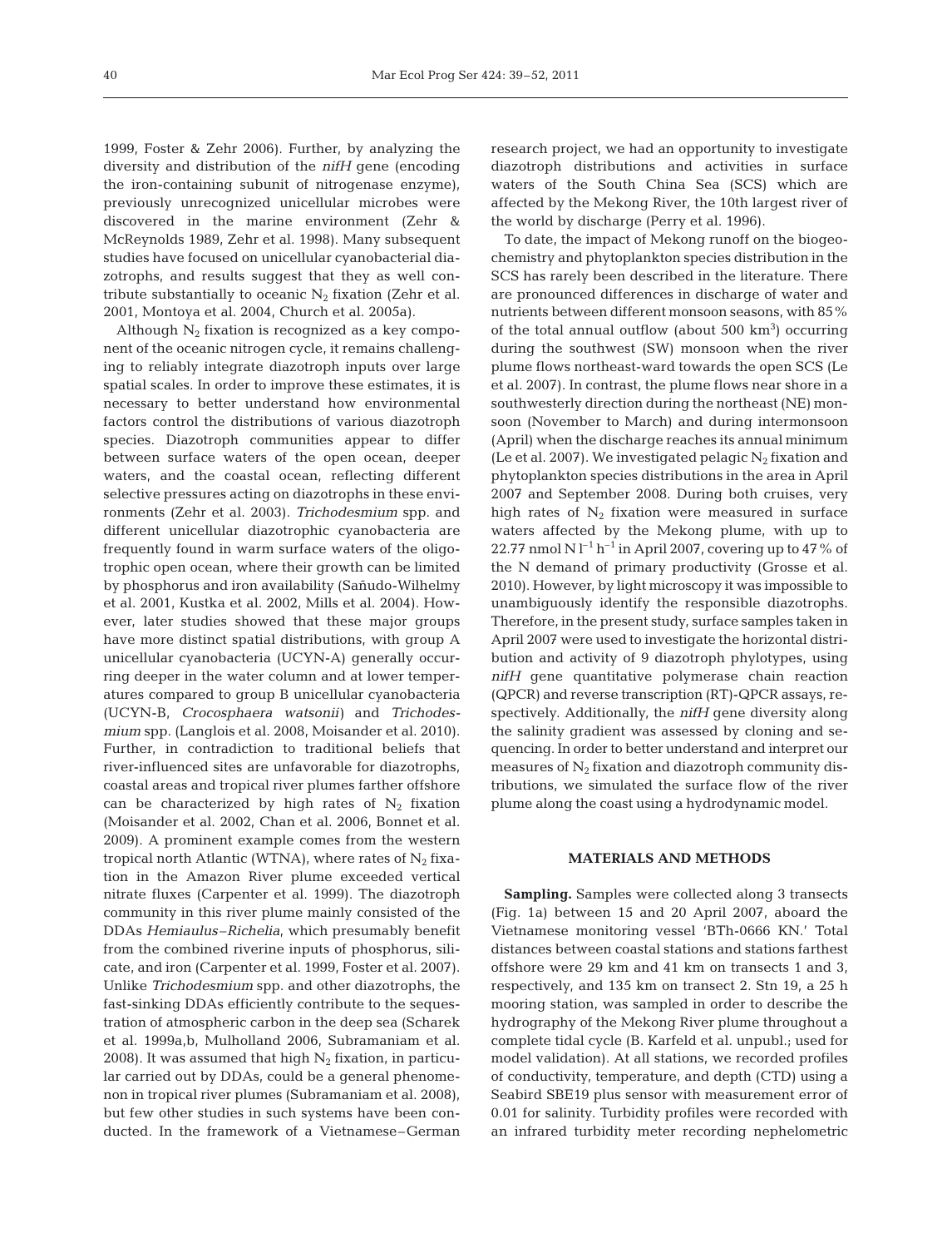1999, Foster & Zehr 2006). Further, by analyzing the diversity and distribution of the *nifH* gene (encoding the iron-containing subunit of nitrogenase enzyme), previously unrecognized unicellular microbes were discovered in the marine environment (Zehr & McReynolds 1989, Zehr et al. 1998). Many subsequent studies have focused on unicellular cyanobacterial diazotrophs, and results suggest that they as well contribute substantially to oceanic $N_2$ fixation (Zehr et al. 2001, Montoya et al. 2004, Church et al. 2005a).

Although $N_2$ fixation is recognized as a key component of the oceanic nitrogen cycle, it remains challenging to reliably integrate diazotroph inputs over large spatial scales. In order to improve these estimates, it is necessary to better understand how environmental factors control the distributions of various diazotroph species. Diazotroph communities appear to differ between surface waters of the open ocean, deeper waters, and the coastal ocean, reflecting different selective pressures acting on diazotrophs in these environments (Zehr et al. 2003). *Trichodesmium* spp. and different unicellular diazotrophic cyanobacteria are frequently found in warm surface waters of the oligotrophic open ocean, where their growth can be limited by phosphorus and iron availability (Sañudo-Wilhelmy et al. 2001, Kustka et al. 2002, Mills et al. 2004). However, later studies showed that these major groups have more distinct spatial distributions, with group A unicellular cyanobacteria (UCYN-A) generally occurring deeper in the water column and at lower temperatures compared to group B unicellular cyanobacteria (UCYN-B, *Crocosphaera watsonii*) and *Trichodesmium* spp. (Langlois et al. 2008, Moisander et al. 2010). Further, in contradiction to traditional beliefs that river-influenced sites are unfavorable for diazotrophs, coastal areas and tropical river plumes farther offshore can be characterized by high rates of $N_2$ fixation (Moisander et al. 2002, Chan et al. 2006, Bonnet et al. 2009). A prominent example comes from the western tropical north Atlantic (WTNA), where rates of $N_2$ fixation in the Amazon River plume exceeded vertical nitrate fluxes (Carpenter et al. 1999). The diazotroph community in this river plume mainly consisted of the DDAs *Hemiaulus–Richelia*, which presumably benefit from the combined riverine inputs of phosphorus, silicate, and iron (Carpenter et al. 1999, Foster et al. 2007). Unlike *Trichodesmium* spp. and other diazotrophs, the fast-sinking DDAs efficiently contribute to the sequestration of atmospheric carbon in the deep sea (Scharek et al. 1999a,b, Mulholland 2006, Subramaniam et al. 2008). It was assumed that high $N_2$ fixation, in particular carried out by DDAs, could be a general phenomenon in tropical river plumes (Subramaniam et al. 2008), but few other studies in such systems have been conducted. In the framework of a Vietnamese–German research project, we had an opportunity to investigate diazotroph distributions and activities in surface waters of the South China Sea (SCS) which are affected by the Mekong River, the 10th largest river of the world by discharge (Perry et al. 1996).

To date, the impact of Mekong runoff on the biogeochemistry and phytoplankton species distribution in the SCS has rarely been described in the literature. There are pronounced differences in discharge of water and nutrients between different monsoon seasons, with 85% of the total annual outflow (about 500 $km^3$) occurring during the southwest (SW) monsoon when the river plume flows northeast-ward towards the open SCS (Le et al. 2007). In contrast, the plume flows near shore in a southwesterly direction during the northeast (NE) monsoon (November to March) and during intermonsoon (April) when the discharge reaches its annual minimum (Le et al. 2007). We investigated pelagic $N_2$ fixation and phytoplankton species distributions in the area in April 2007 and September 2008. During both cruises, very high rates of $N_2$ fixation were measured in surface waters affected by the Mekong plume, with up to 22.77 nmol N $l^{-1}$ $h^{-1}$ in April 2007, covering up to 47% of the N demand of primary productivity (Grosse et al. 2010). However, by light microscopy it was impossible to unambiguously identify the responsible diazotrophs. Therefore, in the present study, surface samples taken in April 2007 were used to investigate the horizontal distribution and activity of 9 diazotroph phylotypes, using *nifH* gene quantitative polymerase chain reaction (QPCR) and reverse transcription (RT)-QPCR assays, respectively. Additionally, the *nifH* gene diversity along the salinity gradient was assessed by cloning and sequencing. In order to better understand and interpret our measures of $N_2$ fixation and diazotroph community distributions, we simulated the surface flow of the river plume along the coast using a hydrodynamic model.

## MATERIALS AND METHODS

**Sampling.** Samples were collected along 3 transects (Fig. 1a) between 15 and 20 April 2007, aboard the Vietnamese monitoring vessel 'BTh-0666 KN.' Total distances between coastal stations and stations farthest offshore were 29 km and 41 km on transects 1 and 3, respectively, and 135 km on transect 2. Stn 19, a 25 h mooring station, was sampled in order to describe the hydrography of the Mekong River plume throughout a complete tidal cycle (B. Karfeld et al. unpubl.; used for model validation). At all stations, we recorded profiles of conductivity, temperature, and depth (CTD) using a Seabird SBE19 plus sensor with measurement error of 0.01 for salinity. Turbidity profiles were recorded with an infrared turbidity meter recording nephelometric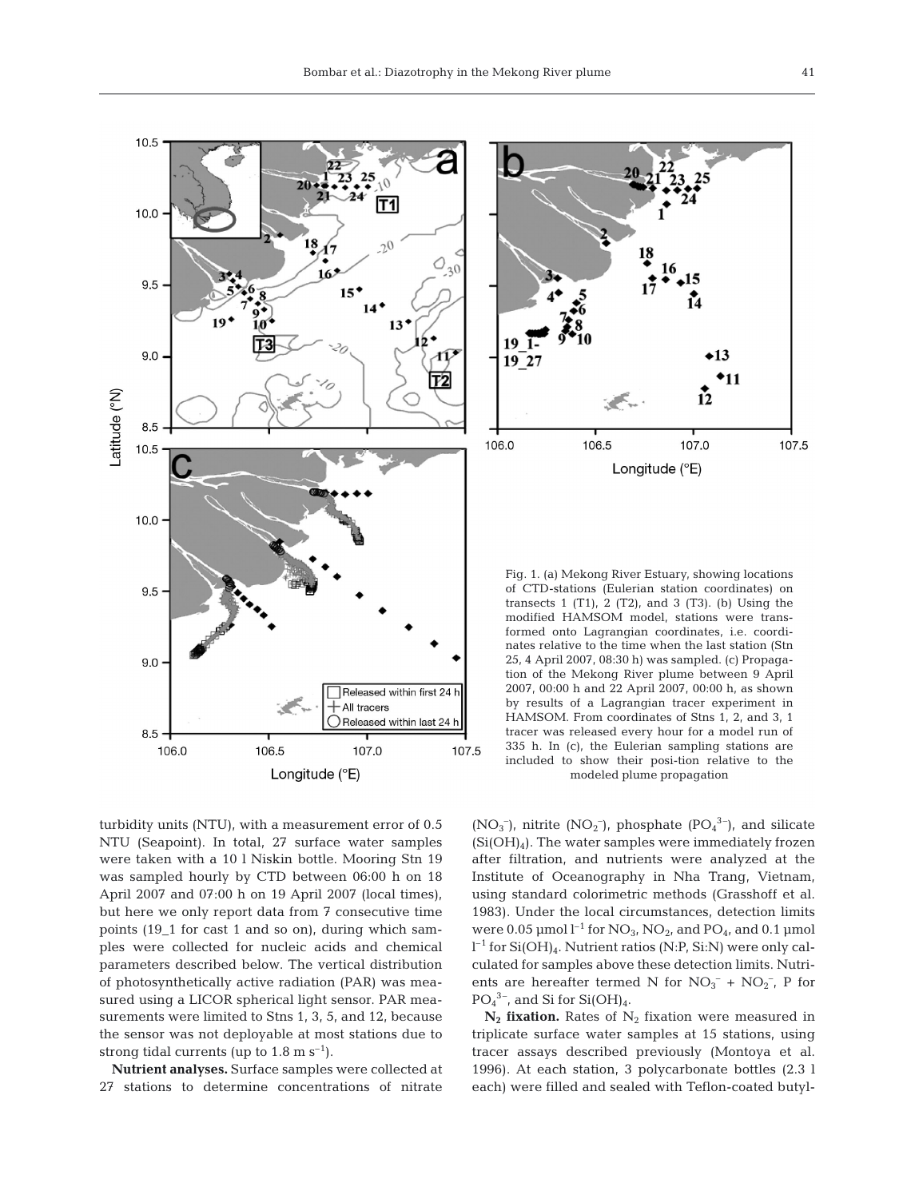Fig. 1. (a) Mekong River Estuary, showing locations of CTD-stations (Eulerian station coordinates) on transects 1 (T1), 2 (T2), and 3 (T3). (b) Using the modified HAMSOM model, stations were transformed onto Lagrangian coordinates, i.e. coordinates relative to the time when the last station (Stn 25, 4 April 2007, 08:30 h) was sampled. (c) Propagation of the Mekong River plume between 9 April 2007, 00:00 h and 22 April 2007, 00:00 h, as shown by results of a Lagrangian tracer experiment in HAMSOM. From coordinates of Stns 1, 2, and 3, 1 tracer was released every hour for a model run of 335 h. In (c), the Eulerian sampling stations are included to show their posi-tion relative to the modeled plume propagation

turbidity units (NTU), with a measurement error of 0.5 NTU (Seapoint). In total, 27 surface water samples were taken with a 10 l Niskin bottle. Mooring Stn 19 was sampled hourly by CTD between 06:00 h on 18 April 2007 and 07:00 h on 19 April 2007 (local times), but here we only report data from 7 consecutive time points (19_1 for cast 1 and so on), during which samples were collected for nucleic acids and chemical parameters described below. The vertical distribution of photosynthetically active radiation (PAR) was measured using a LICOR spherical light sensor. PAR measurements were limited to Stns 1, 3, 5, and 12, because the sensor was not deployable at most stations due to strong tidal currents (up to 1.8 m $s^{-1}$).

**Nutrient analyses.** Surface samples were collected at 27 stations to determine concentrations of nitrate ($NO_3^-$), nitrite ($NO_2^-$), phosphate ($PO_4^{3-}$), and silicate ($Si(OH)_4$). The water samples were immediately frozen after filtration, and nutrients were analyzed at the Institute of Oceanography in Nha Trang, Vietnam, using standard colorimetric methods (Grasshoff et al. 1983). Under the local circumstances, detection limits were 0.05 µmol $l^{-1}$ for $NO_3$, $NO_2$, and $PO_4$, and 0.1 µmol $l^{-1}$ for $Si(OH)_4$. Nutrient ratios (N:P, Si:N) were only calculated for samples above these detection limits. Nutrients are hereafter termed N for $NO_3^-$ + $NO_2^-$, P for $PO_4^{3-}$, and Si for $Si(OH)_4$.

**$N_2$ fixation.** Rates of $N_2$ fixation were measured in triplicate surface water samples at 15 stations, using tracer assays described previously (Montoya et al. 1996). At each station, 3 polycarbonate bottles (2.3 l each) were filled and sealed with Teflon-coated butyl-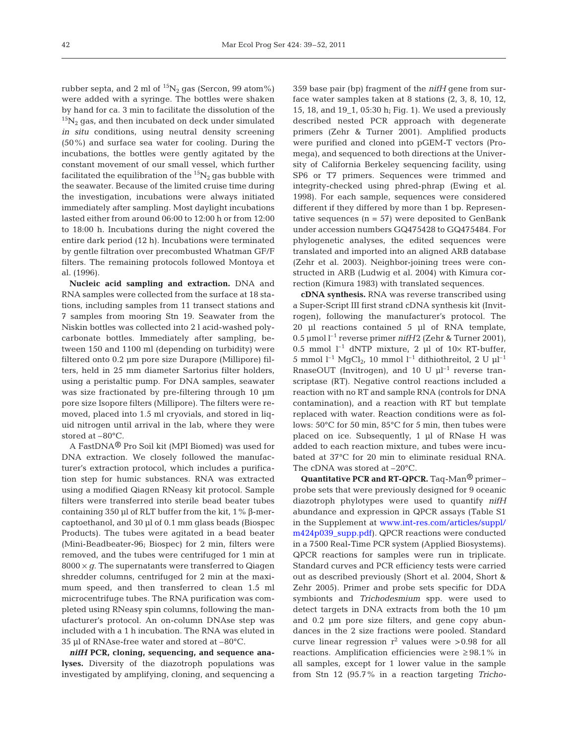rubber septa, and 2 ml of $^{15}N_2$ gas (Sercon, 99 atom%) were added with a syringe. The bottles were shaken by hand for ca. 3 min to facilitate the dissolution of the $^{15}N_2$ gas, and then incubated on deck under simulated *in situ* conditions, using neutral density screening (50%) and surface sea water for cooling. During the incubations, the bottles were gently agitated by the constant movement of our small vessel, which further facilitated the equilibration of the $^{15}N_2$ gas bubble with the seawater. Because of the limited cruise time during the investigation, incubations were always initiated immediately after sampling. Most daylight incubations lasted either from around 06:00 to 12:00 h or from 12:00 to 18:00 h. Incubations during the night covered the entire dark period (12 h). Incubations were terminated by gentle filtration over precombusted Whatman GF/F filters. The remaining protocols followed Montoya et al. (1996).

**Nucleic acid sampling and extraction.** DNA and RNA samples were collected from the surface at 18 stations, including samples from 11 transect stations and 7 samples from mooring Stn 19. Seawater from the Niskin bottles was collected into 2 l acid-washed polycarbonate bottles. Immediately after sampling, between 150 and 1100 ml (depending on turbidity) were filtered onto 0.2 µm pore size Durapore (Millipore) filters, held in 25 mm diameter Sartorius filter holders, using a peristaltic pump. For DNA samples, seawater was size fractionated by pre-filtering through 10 µm pore size Isopore filters (Millipore). The filters were removed, placed into 1.5 ml cryovials, and stored in liquid nitrogen until arrival in the lab, where they were stored at –80°C.

A FastDNA® Pro Soil kit (MPI Biomed) was used for DNA extraction. We closely followed the manufacturer's extraction protocol, which includes a purification step for humic substances. RNA was extracted using a modified Qiagen RNeasy kit protocol. Sample filters were transferred into sterile bead beater tubes containing 350 µl of RLT buffer from the kit, 1% β-mercaptoethanol, and 30 µl of 0.1 mm glass beads (Biospec Products). The tubes were agitated in a bead beater (Mini-Beadbeater-96; Biospec) for 2 min, filters were removed, and the tubes were centrifuged for 1 min at $8000 \times g$. The supernatants were transferred to Qiagen shredder columns, centrifuged for 2 min at the maximum speed, and then transferred to clean 1.5 ml microcentrifuge tubes. The RNA purification was completed using RNeasy spin columns, following the manufacturer's protocol. An on-column DNAse step was included with a 1 h incubation. The RNA was eluted in 35 µl of RNAse-free water and stored at –80°C.

***nifH* PCR, cloning, sequencing, and sequence analyses.** Diversity of the diazotroph populations was investigated by amplifying, cloning, and sequencing a 359 base pair (bp) fragment of the *nifH* gene from surface water samples taken at 8 stations (2, 3, 8, 10, 12, 15, 18, and 19_1, 05:30 h; Fig. 1). We used a previously described nested PCR approach with degenerate primers (Zehr & Turner 2001). Amplified products were purified and cloned into pGEM-T vectors (Promega), and sequenced to both directions at the University of California Berkeley sequencing facility, using SP6 or T7 primers. Sequences were trimmed and integrity-checked using phred-phrap (Ewing et al. 1998). For each sample, sequences were considered different if they differed by more than 1 bp. Representative sequences (n = 57) were deposited to GenBank under accession numbers GQ475428 to GQ475484. For phylogenetic analyses, the edited sequences were translated and imported into an aligned ARB database (Zehr et al. 2003). Neighbor-joining trees were constructed in ARB (Ludwig et al. 2004) with Kimura correction (Kimura 1983) with translated sequences.

**cDNA synthesis.** RNA was reverse transcribed using a Super-Script III first strand cDNA synthesis kit (Invitrogen), following the manufacturer's protocol. The 20 µl reactions contained 5 µl of RNA template, 0.5 µmol $l^{-1}$ reverse primer *nifH*2 (Zehr & Turner 2001), 0.5 mmol $l^{-1}$ dNTP mixture, 2 µl of 10× RT-buffer, 5 mmol $l^{-1}$ $MgCl_2$, 10 mmol $l^{-1}$ dithiothreitol, 2 U µl$^{-1}$ RnaseOUT (Invitrogen), and 10 U µl$^{-1}$ reverse transcriptase (RT). Negative control reactions included a reaction with no RT and sample RNA (controls for DNA contamination), and a reaction with RT but template replaced with water. Reaction conditions were as follows: 50°C for 50 min, 85°C for 5 min, then tubes were placed on ice. Subsequently, 1 µl of RNase H was added to each reaction mixture, and tubes were incubated at 37°C for 20 min to eliminate residual RNA. The cDNA was stored at –20°C.

**Quantitative PCR and RT-QPCR.** Taq-Man® primer–probe sets that were previously designed for 9 oceanic diazotroph phylotypes were used to quantify *nifH* abundance and expression in QPCR assays (Table S1 in the Supplement at www.int-res.com/articles/suppl/m424p039_supp.pdf). QPCR reactions were conducted in a 7500 Real-Time PCR system (Applied Biosystems). QPCR reactions for samples were run in triplicate. Standard curves and PCR efficiency tests were carried out as described previously (Short et al. 2004, Short & Zehr 2005). Primer and probe sets specific for DDA symbionts and *Trichodesmium* spp. were used to detect targets in DNA extracts from both the 10 µm and 0.2 µm pore size filters, and gene copy abundances in the 2 size fractions were pooled. Standard curve linear regression $r^2$ values were >0.98 for all reactions. Amplification efficiencies were ≥98.1% in all samples, except for 1 lower value in the sample from Stn 12 (95.7% in a reaction targeting *Tricho-*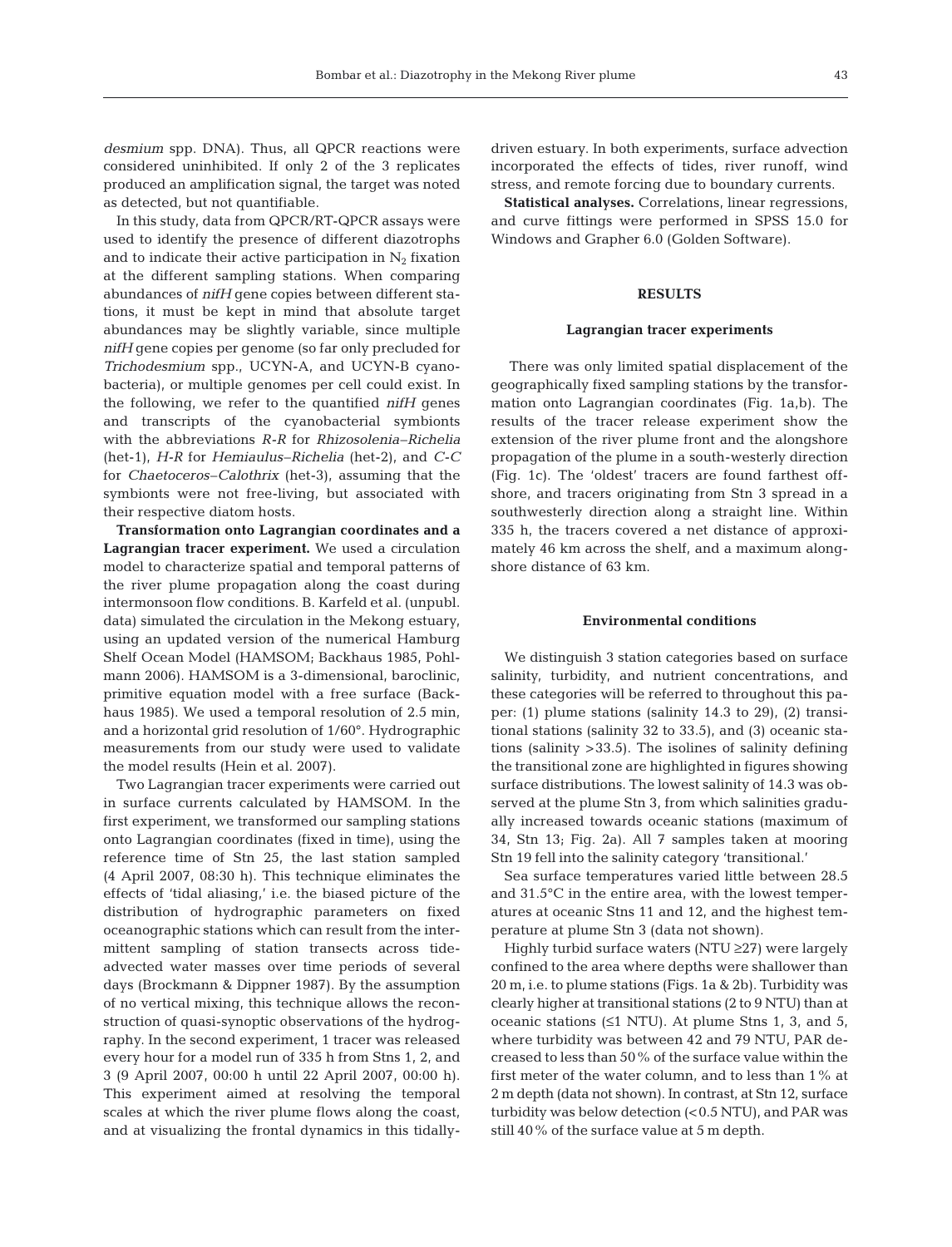*desmium* spp. DNA). Thus, all QPCR reactions were considered uninhibited. If only 2 of the 3 replicates produced an amplification signal, the target was noted as detected, but not quantifiable.

In this study, data from QPCR/RT-QPCR assays were used to identify the presence of different diazotrophs and to indicate their active participation in $N_2$ fixation at the different sampling stations. When comparing abundances of *nifH* gene copies between different stations, it must be kept in mind that absolute target abundances may be slightly variable, since multiple *nifH* gene copies per genome (so far only precluded for *Trichodesmium* spp., UCYN-A, and UCYN-B cyanobacteria), or multiple genomes per cell could exist. In the following, we refer to the quantified *nifH* genes and transcripts of the cyanobacterial symbionts with the abbreviations *R-R* for *Rhizosolenia–Richelia* (het-1), *H-R* for *Hemiaulus–Richelia* (het-2), and *C-C* for *Chaetoceros–Calothrix* (het-3), assuming that the symbionts were not free-living, but associated with their respective diatom hosts.

**Transformation onto Lagrangian coordinates and a Lagrangian tracer experiment.** We used a circulation model to characterize spatial and temporal patterns of the river plume propagation along the coast during intermonsoon flow conditions. B. Karfeld et al. (unpubl. data) simulated the circulation in the Mekong estuary, using an updated version of the numerical Hamburg Shelf Ocean Model (HAMSOM; Backhaus 1985, Pohlmann 2006). HAMSOM is a 3-dimensional, baroclinic, primitive equation model with a free surface (Backhaus 1985). We used a temporal resolution of 2.5 min, and a horizontal grid resolution of 1/60°. Hydrographic measurements from our study were used to validate the model results (Hein et al. 2007).

Two Lagrangian tracer experiments were carried out in surface currents calculated by HAMSOM. In the first experiment, we transformed our sampling stations onto Lagrangian coordinates (fixed in time), using the reference time of Stn 25, the last station sampled (4 April 2007, 08:30 h). This technique eliminates the effects of 'tidal aliasing,' i.e. the biased picture of the distribution of hydrographic parameters on fixed oceanographic stations which can result from the intermittent sampling of station transects across tide-advected water masses over time periods of several days (Brockmann & Dippner 1987). By the assumption of no vertical mixing, this technique allows the reconstruction of quasi-synoptic observations of the hydrography. In the second experiment, 1 tracer was released every hour for a model run of 335 h from Stns 1, 2, and 3 (9 April 2007, 00:00 h until 22 April 2007, 00:00 h). This experiment aimed at resolving the temporal scales at which the river plume flows along the coast, and at visualizing the frontal dynamics in this tidally-driven estuary. In both experiments, surface advection incorporated the effects of tides, river runoff, wind stress, and remote forcing due to boundary currents.

**Statistical analyses.** Correlations, linear regressions, and curve fittings were performed in SPSS 15.0 for Windows and Grapher 6.0 (Golden Software).

## RESULTS

### Lagrangian tracer experiments

There was only limited spatial displacement of the geographically fixed sampling stations by the transformation onto Lagrangian coordinates (Fig. 1a,b). The results of the tracer release experiment show the extension of the river plume front and the alongshore propagation of the plume in a south-westerly direction (Fig. 1c). The 'oldest' tracers are found farthest offshore, and tracers originating from Stn 3 spread in a southwesterly direction along a straight line. Within 335 h, the tracers covered a net distance of approximately 46 km across the shelf, and a maximum alongshore distance of 63 km.

### Environmental conditions

We distinguish 3 station categories based on surface salinity, turbidity, and nutrient concentrations, and these categories will be referred to throughout this paper: (1) plume stations (salinity 14.3 to 29), (2) transitional stations (salinity 32 to 33.5), and (3) oceanic stations (salinity >33.5). The isolines of salinity defining the transitional zone are highlighted in figures showing surface distributions. The lowest salinity of 14.3 was observed at the plume Stn 3, from which salinities gradually increased towards oceanic stations (maximum of 34, Stn 13; Fig. 2a). All 7 samples taken at mooring Stn 19 fell into the salinity category 'transitional.'

Sea surface temperatures varied little between 28.5 and 31.5°C in the entire area, with the lowest temperatures at oceanic Stns 11 and 12, and the highest temperature at plume Stn 3 (data not shown).

Highly turbid surface waters (NTU ≥27) were largely confined to the area where depths were shallower than 20 m, i.e. to plume stations (Figs. 1a & 2b). Turbidity was clearly higher at transitional stations (2 to 9 NTU) than at oceanic stations (≤1 NTU). At plume Stns 1, 3, and 5, where turbidity was between 42 and 79 NTU, PAR decreased to less than 50% of the surface value within the first meter of the water column, and to less than 1% at 2 m depth (data not shown). In contrast, at Stn 12, surface turbidity was below detection (<0.5 NTU), and PAR was still 40% of the surface value at 5 m depth.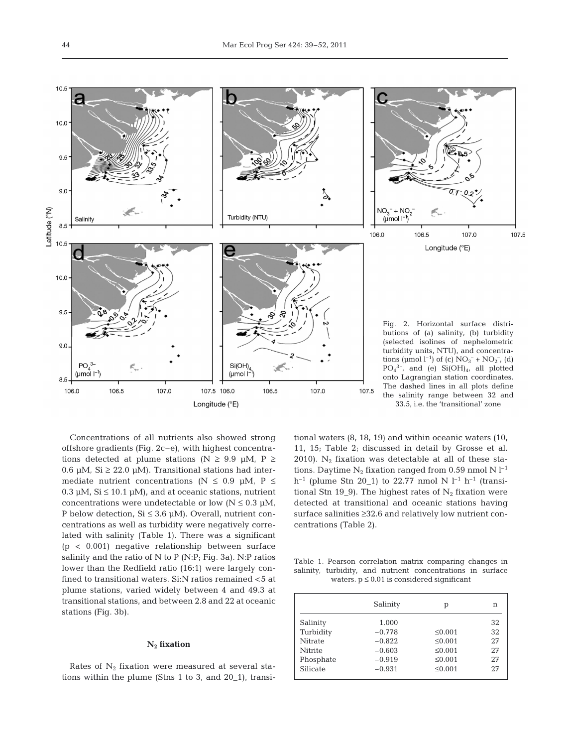Fig. 2. Horizontal surface distributions of (a) salinity, (b) turbidity (selected isolines of nephelometric turbidity units, NTU), and concentrations ($\mu$mol $l^{-1}$) of (c) $NO_3^- + NO_2^-$, (d) $PO_4^{3-}$, and (e) $Si(OH)_4$, all plotted onto Lagrangian station coordinates. The dashed lines in all plots define the salinity range between 32 and 33.5, i.e. the 'transitional' zone

Concentrations of all nutrients also showed strong offshore gradients (Fig. 2c–e), with highest concentrations detected at plume stations (N ≥ 9.9 µM, P ≥ 0.6 µM, Si ≥ 22.0 µM). Transitional stations had intermediate nutrient concentrations (N ≤ 0.9 µM, P ≤ 0.3 µM, Si ≤ 10.1 µM), and at oceanic stations, nutrient concentrations were undetectable or low (N ≤ 0.3 µM, P below detection, Si ≤ 3.6 µM). Overall, nutrient concentrations as well as turbidity were negatively correlated with salinity (Table 1). There was a significant ($p < 0.001$) negative relationship between surface salinity and the ratio of N to P (N:P; Fig. 3a). N:P ratios lower than the Redfield ratio (16:1) were largely confined to transitional waters. Si:N ratios remained <5 at plume stations, varied widely between 4 and 49.3 at transitional stations, and between 2.8 and 22 at oceanic stations (Fig. 3b).

## $N_2$ fixation

Rates of $N_2$ fixation were measured at several stations within the plume (Stns 1 to 3, and 20_1), transitional waters (8, 18, 19) and within oceanic waters (10, 11, 15; Table 2; discussed in detail by Grosse et al. 2010). $N_2$ fixation was detectable at all of these stations. Daytime $N_2$ fixation ranged from 0.59 nmol N $l^{-1}$ $h^{-1}$ (plume Stn 20_1) to 22.77 nmol N $l^{-1}$ $h^{-1}$ (transitional Stn 19_9). The highest rates of $N_2$ fixation were detected at transitional and oceanic stations having surface salinities ≥32.6 and relatively low nutrient concentrations (Table 2).

Table 1. Pearson correlation matrix comparing changes in salinity, turbidity, and nutrient concentrations in surface waters. $p \leq 0.01$ is considered significant

| | Salinity | p | n |
|---|---|---|---|
| Salinity | 1.000 | | 32 |
| Turbidity | −0.778 | ≤0.001 | 32 |
| Nitrate | −0.822 | ≤0.001 | 27 |
| Nitrite | −0.603 | ≤0.001 | 27 |
| Phosphate | −0.919 | ≤0.001 | 27 |
| Silicate | −0.931 | ≤0.001 | 27 |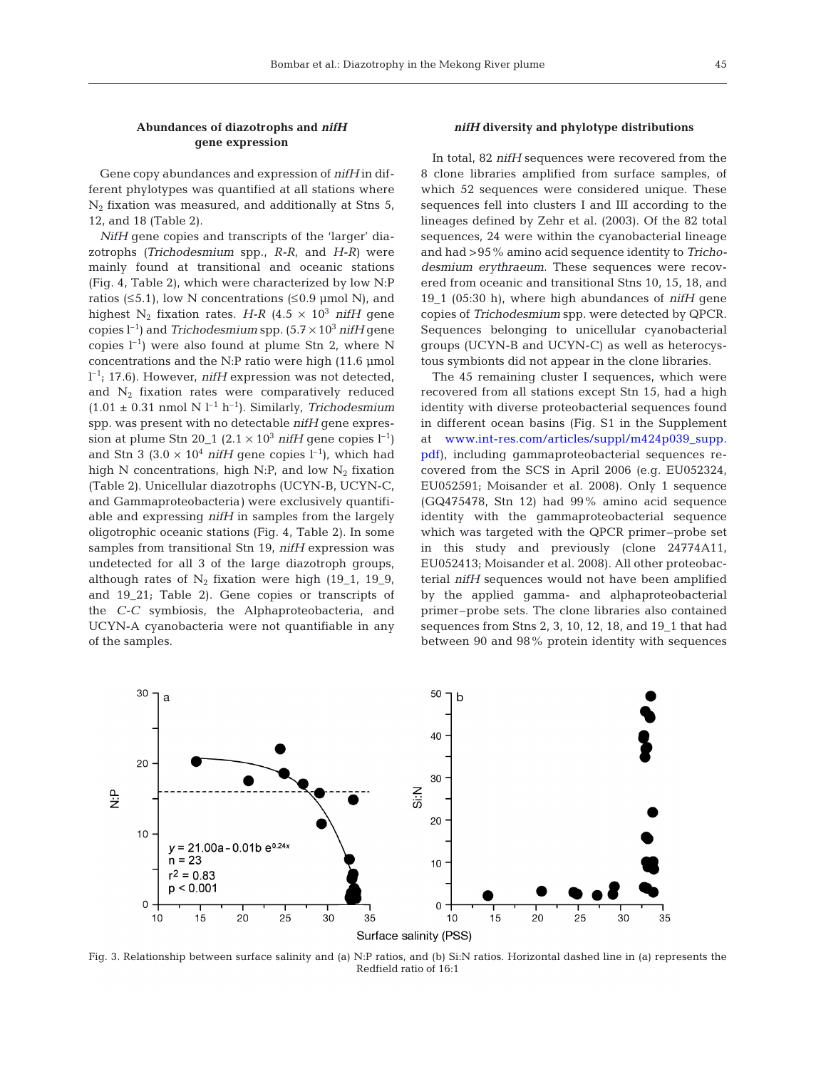### Abundances of diazotrophs and *nifH* gene expression

Gene copy abundances and expression of *nifH* in different phylotypes was quantified at all stations where $N_2$ fixation was measured, and additionally at Stns 5, 12, and 18 (Table 2).

*NifH* gene copies and transcripts of the 'larger' diazotrophs (*Trichodesmium* spp., *R-R*, and *H-R*) were mainly found at transitional and oceanic stations (Fig. 4, Table 2), which were characterized by low N:P ratios (≤5.1), low N concentrations (≤0.9 µmol N), and highest $N_2$ fixation rates. *H-R* ($4.5 \times 10^3$ *nifH* gene copies $l^{-1}$) and *Trichodesmium* spp. ($5.7 \times 10^3$ *nifH* gene copies $l^{-1}$) were also found at plume Stn 2, where N concentrations and the N:P ratio were high (11.6 µmol $l^{-1}$; 17.6). However, *nifH* expression was not detected, and $N_2$ fixation rates were comparatively reduced ($1.01 \pm 0.31$ nmol N $l^{-1}$ $h^{-1}$). Similarly, *Trichodesmium* spp. was present with no detectable *nifH* gene expression at plume Stn 20_1 ($2.1 \times 10^3$ *nifH* gene copies $l^{-1}$) and Stn 3 ($3.0 \times 10^4$ *nifH* gene copies $l^{-1}$), which had high N concentrations, high N:P, and low $N_2$ fixation (Table 2). Unicellular diazotrophs (UCYN-B, UCYN-C, and Gammaproteobacteria) were exclusively quantifiable and expressing *nifH* in samples from the largely oligotrophic oceanic stations (Fig. 4, Table 2). In some samples from transitional Stn 19, *nifH* expression was undetected for all 3 of the large diazotroph groups, although rates of $N_2$ fixation were high (19_1, 19_9, and 19_21; Table 2). Gene copies or transcripts of the *C-C* symbiosis, the Alphaproteobacteria, and UCYN-A cyanobacteria were not quantifiable in any of the samples.

### *nifH* diversity and phylotype distributions

In total, 82 *nifH* sequences were recovered from the 8 clone libraries amplified from surface samples, of which 52 sequences were considered unique. These sequences fell into clusters I and III according to the lineages defined by Zehr et al. (2003). Of the 82 total sequences, 24 were within the cyanobacterial lineage and had >95% amino acid sequence identity to *Trichodesmium erythraeum.* These sequences were recovered from oceanic and transitional Stns 10, 15, 18, and 19_1 (05:30 h), where high abundances of *nifH* gene copies of *Trichodesmium* spp. were detected by QPCR. Sequences belonging to unicellular cyanobacterial groups (UCYN-B and UCYN-C) as well as heterocystous symbionts did not appear in the clone libraries.

The 45 remaining cluster I sequences, which were recovered from all stations except Stn 15, had a high identity with diverse proteobacterial sequences found in different ocean basins (Fig. S1 in the Supplement at www.int-res.com/articles/suppl/m424p039_supp.pdf), including gammaproteobacterial sequences recovered from the SCS in April 2006 (e.g. EU052324, EU052591; Moisander et al. 2008). Only 1 sequence (GQ475478, Stn 12) had 99% amino acid sequence identity with the gammaproteobacterial sequence which was targeted with the QPCR primer–probe set in this study and previously (clone 24774A11, EU052413; Moisander et al. 2008). All other proteobacterial *nifH* sequences would not have been amplified by the applied gamma- and alphaproteobacterial primer–probe sets. The clone libraries also contained sequences from Stns 2, 3, 10, 12, 18, and 19_1 that had between 90 and 98% protein identity with sequences

Fig. 3. Relationship between surface salinity and (a) N:P ratios, and (b) Si:N ratios. Horizontal dashed line in (a) represents the Redfield ratio of 16:1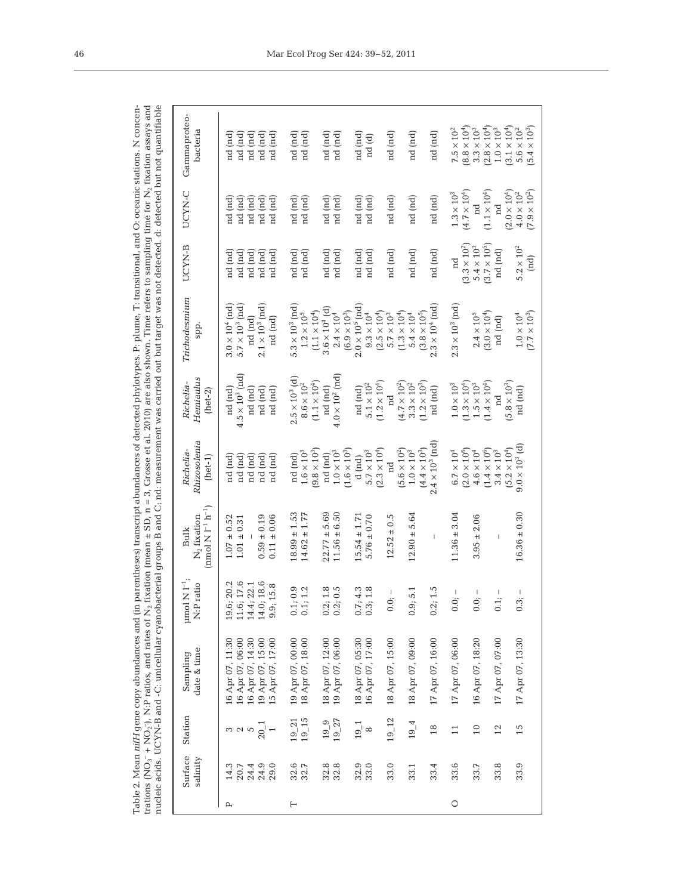Table 2. Mean *nifH* gene copy abundances and (in parentheses) transcript abundances of detected phylotypes. P: plume, T: transitional, and O: oceanic stations. N concentrations ($NO_3^-$ + $NO_2^-$), N:P ratios, and rates of $N_2$ fixation (mean ± SD, n = 3, Grosse et al. 2010) are also shown. Time refers to sampling time for $N_2$ fixation assays and nucleic acids. UCYN-B and -C: unicellular cyanobacterial groups B and C; nd: measurement was carried out but target was not detected. d: detected but not quantifiable

| | Surface salinity | Station | Sampling date & time | µmol N $l^{-1}$; N:P ratio | Bulk $N_2$ fixation (nmol N $l^{-1}$ $h^{-1}$) | *Richelia-Rhizosolenia* (het-1) | *Richelia-Hemiaulus* (het-2) | *Trichodesmium* spp. | UCYN-B | UCYN-C | Gammaproteobacteria |
|---|---|---|---|---|---|---|---|---|---|---|---|
| P | 14.3 | 3 | 16 Apr 07, 11:30 | 19.6; 20.2 | 1.07 ± 0.52 | nd (nd) | nd (nd) | $3.0 \times 10^4$ (nd) | nd (nd) | nd (nd) | nd (nd) |
| | 20.7 | 2 | 16 Apr 07, 06:00 | 11.6; 17.6 | 1.01 ± 0.31 | nd (nd) | $4.5 \times 10^3$ (nd) | $5.7 \times 10^3$ (nd) | nd (nd) | nd (nd) | nd (nd) |
| | 24.4 | 5 | 16 Apr 07, 14:30 | 14.4; 22.1 | – | nd (nd) | nd (nd) | nd (nd) | nd (nd) | nd (nd) | nd (nd) |
| | 24.9 | 20_1 | 19 Apr 07, 15:00 | 14.0; 18.6 | 0.59 ± 0.19 | nd (nd) | nd (nd) | $2.1 \times 10^3$ (nd) | nd (nd) | nd (nd) | nd (nd) |
| | 29.0 | 1 | 15 Apr 07, 17:00 | 9.9; 15.8 | 0.11 ± 0.06 | nd (nd) | nd (nd) | nd (nd) | nd (nd) | nd (nd) | nd (nd) |
| T | 32.6 | 19_21 | 19 Apr 07, 00:00 | 0.1; 0.9 | 18.99 ± 1.53 | nd (nd) | $2.5 \times 10^3$ (d) | $5.3 \times 10^3$ (nd) | nd (nd) | nd (nd) | nd (nd) |
| | 32.7 | 19_15 | 18 Apr 07, 18:00 | 0.1; 1.2 | 14.62 ± 1.77 | $1.6 \times 10^3$ ($9.8 \times 10^3$) | $8.6 \times 10^2$ ($1.1 \times 10^4$) | $1.2 \times 10^5$ ($1.1 \times 10^4$) | nd (nd) | nd (nd) | nd (nd) |
| | 32.8 | 19_9 | 18 Apr 07, 12:00 | 0.2; 1.8 | 22.77 ± 5.69 | nd (nd) | nd (nd) | $3.6 \times 10^4$ (d) | nd (nd) | nd (nd) | nd (nd) |
| | 32.8 | 19_27 | 19 Apr 07, 06:00 | 0.2; 0.5 | 11.56 ± 6.50 | $1.0 \times 10^3$ ($1.6 \times 10^3$) | $4.0 \times 10^2$ (nd) | $2.4 \times 10^4$ ($6.9 \times 10^3$) | nd (nd) | nd (nd) | nd (nd) |
| | 32.9 | 19_1 | 18 Apr 07, 05:30 | 0.7; 4.3 | 15.54 ± 1.71 | d (nd) | nd (nd) | $2.0 \times 10^5$ (nd) | nd (nd) | nd (nd) | nd (nd) |
| | 33.0 | 8 | 16 Apr 07, 17:00 | 0.3; 1.8 | 5.76 ± 0.70 | $5.7 \times 10^3$ ($2.3 \times 10^4$) | $5.1 \times 10^2$ ($1.2 \times 10^4$) | $9.3 \times 10^4$ ($2.5 \times 10^4$) | nd (nd) | nd (nd) | nd (d) |
| | 33.0 | 19_12 | 18 Apr 07, 15:00 | 0.0; – | 12.52 ± 0.5 | nd ($5.6 \times 10^2$) | nd ($4.7 \times 10^2$) | $5.7 \times 10^3$ ($1.3 \times 10^4$) | nd (nd) | nd (nd) | nd (nd) |
| | 33.1 | 19_4 | 18 Apr 07, 09:00 | 0.9; 5.1 | 12.90 ± 5.64 | $1.0 \times 10^3$ ($4.4 \times 10^3$) | $3.3 \times 10^2$ ($1.2 \times 10^3$) | $5.4 \times 10^4$ ($3.8 \times 10^5$) | nd (nd) | nd (nd) | nd (nd) |
| | 33.4 | 18 | 17 Apr 07, 16:00 | 0.2; 1.5 | – | $2.4 \times 10^3$ (nd) | nd (nd) | $2.3 \times 10^4$ (nd) | nd (nd) | nd (nd) | nd (nd) |
| O | 33.6 | 11 | 17 Apr 07, 06:00 | 0.0; – | 11.36 ± 3.04 | $6.7 \times 10^4$ ($2.0 \times 10^6$) | $1.0 \times 10^3$ ($1.3 \times 10^4$) | $2.3 \times 10^3$ (nd) | nd ($3.3 \times 10^2$) | $1.3 \times 10^3$ ($4.7 \times 10^4$) | $7.5 \times 10^2$ ($8.8 \times 10^4$) |
| | 33.7 | 10 | 16 Apr 07, 18:20 | 0.0; – | 3.95 ± 2.06 | $4.6 \times 10^4$ ($1.4 \times 10^6$) | $1.5 \times 10^3$ ($1.4 \times 10^4$) | $2.4 \times 10^5$ ($3.0 \times 10^4$) | $5.4 \times 10^3$ ($3.7 \times 10^5$) | nd ($1.1 \times 10^4$) | $3.3 \times 10^3$ ($2.8 \times 10^4$) |
| | 33.8 | 12 | 17 Apr 07, 07:00 | 0.1; – | – | $3.4 \times 10^3$ ($5.2 \times 10^4$) | nd ($5.8 \times 10^3$) | nd (nd) | nd (nd) | nd ($2.0 \times 10^4$) | $1.0 \times 10^3$ ($3.1 \times 10^4$) |
| | 33.9 | 15 | 17 Apr 07, 13:30 | 0.3; – | 16.36 ± 0.30 | $9.0 \times 10^3$ (d) | nd (nd) | $1.0 \times 10^4$ ($7.7 \times 10^3$) | $5.2 \times 10^2$ (nd) | $4.0 \times 10^2$ ($7.9 \times 10^2$) | $5.6 \times 10^2$ ($5.4 \times 10^3$) |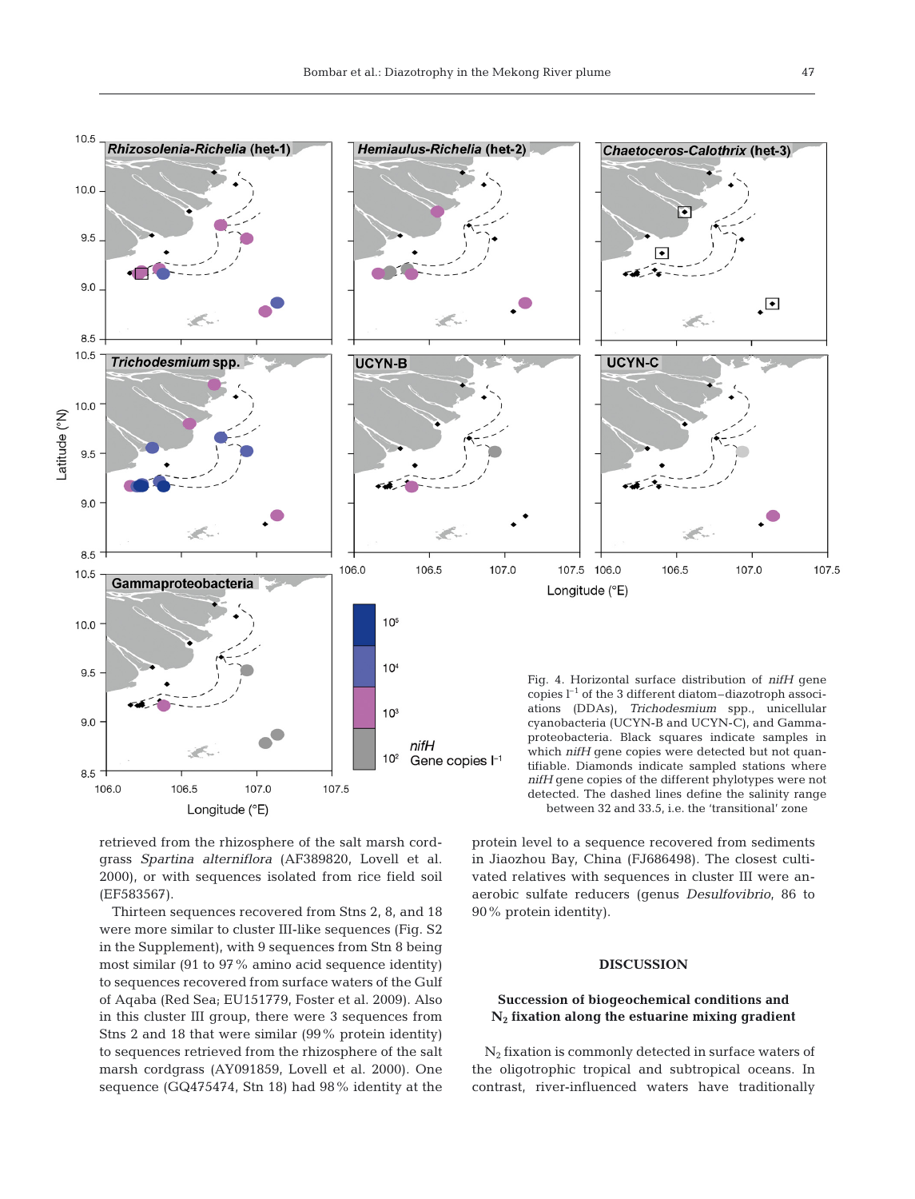Fig. 4. Horizontal surface distribution of *nifH* gene copies $l^{-1}$ of the 3 different diatom–diazotroph associations (DDAs), *Trichodesmium* spp., unicellular cyanobacteria (UCYN-B and UCYN-C), and Gammaproteobacteria. Black squares indicate samples in which *nifH* gene copies were detected but not quantifiable. Diamonds indicate sampled stations where *nifH* gene copies of the different phylotypes were not detected. The dashed lines define the salinity range between 32 and 33.5, i.e. the 'transitional' zone

retrieved from the rhizosphere of the salt marsh cordgrass *Spartina alterniflora* (AF389820, Lovell et al. 2000), or with sequences isolated from rice field soil (EF583567).

Thirteen sequences recovered from Stns 2, 8, and 18 were more similar to cluster III-like sequences (Fig. S2 in the Supplement), with 9 sequences from Stn 8 being most similar (91 to 97% amino acid sequence identity) to sequences recovered from surface waters of the Gulf of Aqaba (Red Sea; EU151779, Foster et al. 2009). Also in this cluster III group, there were 3 sequences from Stns 2 and 18 that were similar (99% protein identity) to sequences retrieved from the rhizosphere of the salt marsh cordgrass (AY091859, Lovell et al. 2000). One sequence (GQ475474, Stn 18) had 98% identity at the protein level to a sequence recovered from sediments in Jiaozhou Bay, China (FJ686498). The closest cultivated relatives with sequences in cluster III were anaerobic sulfate reducers (genus *Desulfovibrio*, 86 to 90% protein identity).

## DISCUSSION

### Succession of biogeochemical conditions and $N_2$ fixation along the estuarine mixing gradient

$N_2$ fixation is commonly detected in surface waters of the oligotrophic tropical and subtropical oceans. In contrast, river-influenced waters have traditionally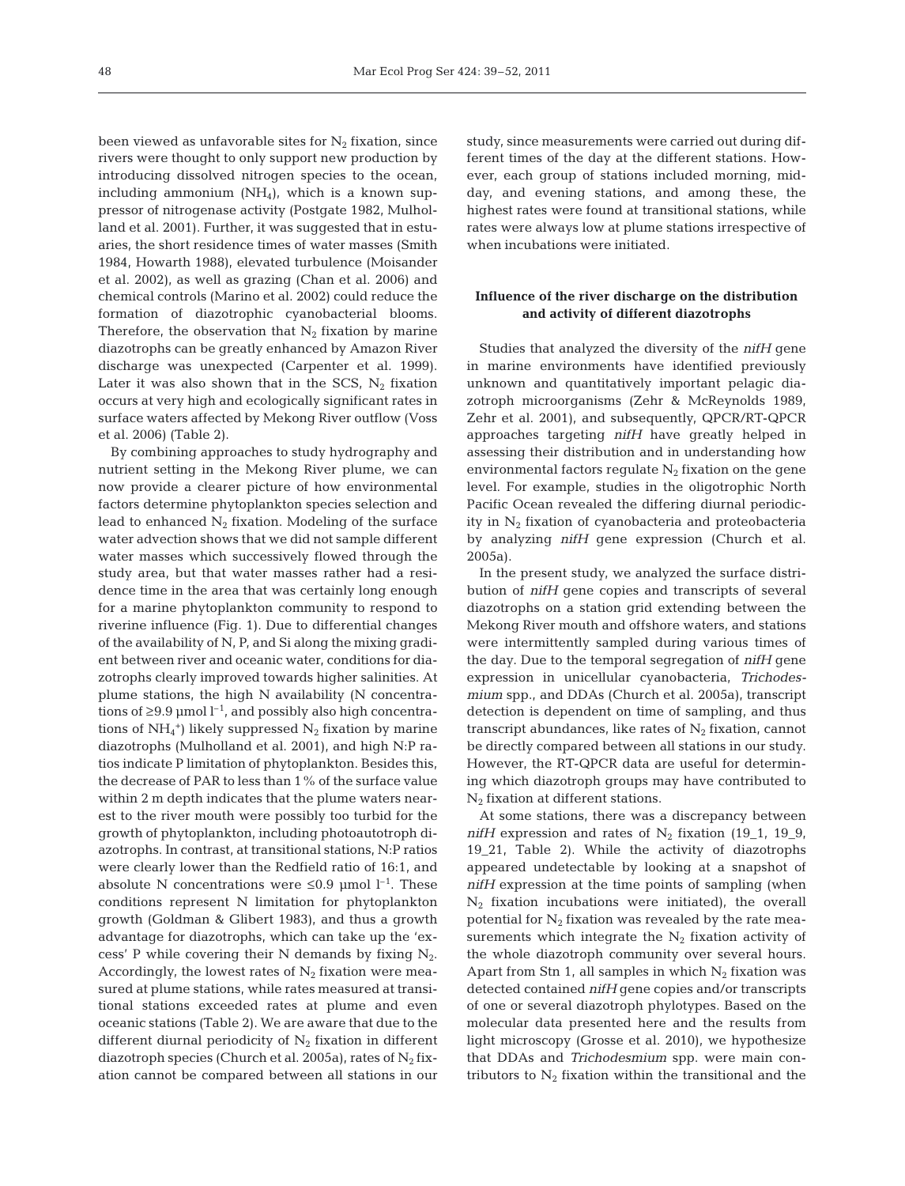been viewed as unfavorable sites for $N_2$ fixation, since rivers were thought to only support new production by introducing dissolved nitrogen species to the ocean, including ammonium ($NH_4$), which is a known suppressor of nitrogenase activity (Postgate 1982, Mulholland et al. 2001). Further, it was suggested that in estuaries, the short residence times of water masses (Smith 1984, Howarth 1988), elevated turbulence (Moisander et al. 2002), as well as grazing (Chan et al. 2006) and chemical controls (Marino et al. 2002) could reduce the formation of diazotrophic cyanobacterial blooms. Therefore, the observation that $N_2$ fixation by marine diazotrophs can be greatly enhanced by Amazon River discharge was unexpected (Carpenter et al. 1999). Later it was also shown that in the SCS, $N_2$ fixation occurs at very high and ecologically significant rates in surface waters affected by Mekong River outflow (Voss et al. 2006) (Table 2).

By combining approaches to study hydrography and nutrient setting in the Mekong River plume, we can now provide a clearer picture of how environmental factors determine phytoplankton species selection and lead to enhanced $N_2$ fixation. Modeling of the surface water advection shows that we did not sample different water masses which successively flowed through the study area, but that water masses rather had a residence time in the area that was certainly long enough for a marine phytoplankton community to respond to riverine influence (Fig. 1). Due to differential changes of the availability of N, P, and Si along the mixing gradient between river and oceanic water, conditions for diazotrophs clearly improved towards higher salinities. At plume stations, the high N availability (N concentrations of ≥9.9 µmol l$^{-1}$, and possibly also high concentrations of $NH_4^+$) likely suppressed $N_2$ fixation by marine diazotrophs (Mulholland et al. 2001), and high N:P ratios indicate P limitation of phytoplankton. Besides this, the decrease of PAR to less than 1% of the surface value within 2 m depth indicates that the plume waters nearest to the river mouth were possibly too turbid for the growth of phytoplankton, including photoautotroph diazotrophs. In contrast, at transitional stations, N:P ratios were clearly lower than the Redfield ratio of 16:1, and absolute N concentrations were ≤0.9 µmol l$^{-1}$. These conditions represent N limitation for phytoplankton growth (Goldman & Glibert 1983), and thus a growth advantage for diazotrophs, which can take up the 'excess' P while covering their N demands by fixing $N_2$. Accordingly, the lowest rates of $N_2$ fixation were measured at plume stations, while rates measured at transitional stations exceeded rates at plume and even oceanic stations (Table 2). We are aware that due to the different diurnal periodicity of $N_2$ fixation in different diazotroph species (Church et al. 2005a), rates of $N_2$ fixation cannot be compared between all stations in our study, since measurements were carried out during different times of the day at the different stations. However, each group of stations included morning, midday, and evening stations, and among these, the highest rates were found at transitional stations, while rates were always low at plume stations irrespective of when incubations were initiated.

### Influence of the river discharge on the distribution and activity of different diazotrophs

Studies that analyzed the diversity of the *nifH* gene in marine environments have identified previously unknown and quantitatively important pelagic diazotroph microorganisms (Zehr & McReynolds 1989, Zehr et al. 2001), and subsequently, QPCR/RT-QPCR approaches targeting *nifH* have greatly helped in assessing their distribution and in understanding how environmental factors regulate $N_2$ fixation on the gene level. For example, studies in the oligotrophic North Pacific Ocean revealed the differing diurnal periodicity in $N_2$ fixation of cyanobacteria and proteobacteria by analyzing *nifH* gene expression (Church et al. 2005a).

In the present study, we analyzed the surface distribution of *nifH* gene copies and transcripts of several diazotrophs on a station grid extending between the Mekong River mouth and offshore waters, and stations were intermittently sampled during various times of the day. Due to the temporal segregation of *nifH* gene expression in unicellular cyanobacteria, *Trichodesmium* spp., and DDAs (Church et al. 2005a), transcript detection is dependent on time of sampling, and thus transcript abundances, like rates of $N_2$ fixation, cannot be directly compared between all stations in our study. However, the RT-QPCR data are useful for determining which diazotroph groups may have contributed to $N_2$ fixation at different stations.

At some stations, there was a discrepancy between *nifH* expression and rates of $N_2$ fixation (19_1, 19_9, 19_21, Table 2). While the activity of diazotrophs appeared undetectable by looking at a snapshot of *nifH* expression at the time points of sampling (when $N_2$ fixation incubations were initiated), the overall potential for $N_2$ fixation was revealed by the rate measurements which integrate the $N_2$ fixation activity of the whole diazotroph community over several hours. Apart from Stn 1, all samples in which $N_2$ fixation was detected contained *nifH* gene copies and/or transcripts of one or several diazotroph phylotypes. Based on the molecular data presented here and the results from light microscopy (Grosse et al. 2010), we hypothesize that DDAs and *Trichodesmium* spp. were main contributors to $N_2$ fixation within the transitional and the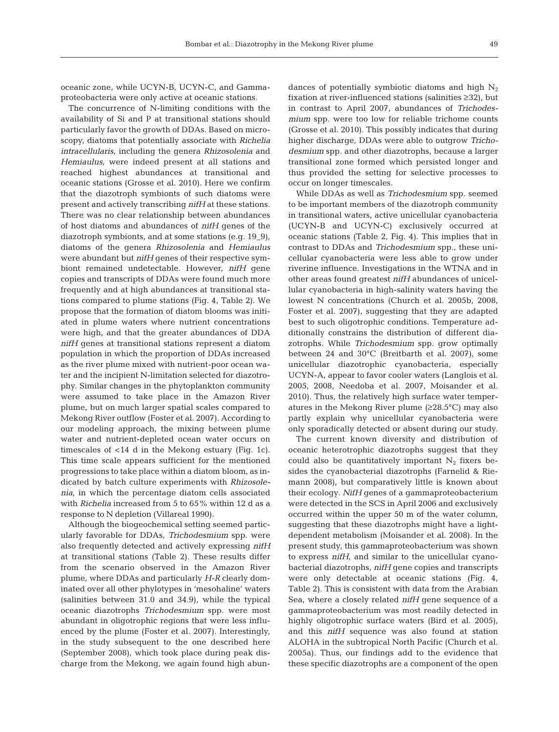oceanic zone, while UCYN-B, UCYN-C, and Gammaproteobacteria were only active at oceanic stations.

The concurrence of N-limiting conditions with the availability of Si and P at transitional stations should particularly favor the growth of DDAs. Based on microscopy, diatoms that potentially associate with *Richelia intracellularis*, including the genera *Rhizosolenia* and *Hemiaulus*, were indeed present at all stations and reached highest abundances at transitional and oceanic stations (Grosse et al. 2010). Here we confirm that the diazotroph symbionts of such diatoms were present and actively transcribing *nifH* at these stations. There was no clear relationship between abundances of host diatoms and abundances of *nifH* genes of the diazotroph symbionts, and at some stations (e.g. 19_9), diatoms of the genera *Rhizosolenia* and *Hemiaulus* were abundant but *nifH* genes of their respective symbiont remained undetectable. However, *nifH* gene copies and transcripts of DDAs were found much more frequently and at high abundances at transitional stations compared to plume stations (Fig. 4, Table 2). We propose that the formation of diatom blooms was initiated in plume waters where nutrient concentrations were high, and that the greater abundances of DDA *nifH* genes at transitional stations represent a diatom population in which the proportion of DDAs increased as the river plume mixed with nutrient-poor ocean water and the incipient N-limitation selected for diazotrophy. Similar changes in the phytoplankton community were assumed to take place in the Amazon River plume, but on much larger spatial scales compared to Mekong River outflow (Foster et al. 2007). According to our modeling approach, the mixing between plume water and nutrient-depleted ocean water occurs on timescales of <14 d in the Mekong estuary (Fig. 1c). This time scale appears sufficient for the mentioned progressions to take place within a diatom bloom, as indicated by batch culture experiments with *Rhizosolenia*, in which the percentage diatom cells associated with *Richelia* increased from 5 to 65% within 12 d as a response to N depletion (Villareal 1990).

Although the biogeochemical setting seemed particularly favorable for DDAs, *Trichodesmium* spp. were also frequently detected and actively expressing *nifH* at transitional stations (Table 2). These results differ from the scenario observed in the Amazon River plume, where DDAs and particularly *H-R* clearly dominated over all other phylotypes in 'mesohaline' waters (salinities between 31.0 and 34.9), while the typical oceanic diazotrophs *Trichodesmium* spp. were most abundant in oligotrophic regions that were less influenced by the plume (Foster et al. 2007). Interestingly, in the study subsequent to the one described here (September 2008), which took place during peak discharge from the Mekong, we again found high abundances of potentially symbiotic diatoms and high $N_2$ fixation at river-influenced stations (salinities ≥32), but in contrast to April 2007, abundances of *Trichodesmium* spp. were too low for reliable trichome counts (Grosse et al. 2010). This possibly indicates that during higher discharge, DDAs were able to outgrow *Trichodesmium* spp. and other diazotrophs, because a larger transitional zone formed which persisted longer and thus provided the setting for selective processes to occur on longer timescales.

While DDAs as well as *Trichodesmium* spp. seemed to be important members of the diazotroph community in transitional waters, active unicellular cyanobacteria (UCYN-B and UCYN-C) exclusively occurred at oceanic stations (Table 2, Fig. 4). This implies that in contrast to DDAs and *Trichodesmium* spp., these unicellular cyanobacteria were less able to grow under riverine influence. Investigations in the WTNA and in other areas found greatest *nifH* abundances of unicellular cyanobacteria in high-salinity waters having the lowest N concentrations (Church et al. 2005b, 2008, Foster et al. 2007), suggesting that they are adapted best to such oligotrophic conditions. Temperature additionally constrains the distribution of different diazotrophs. While *Trichodesmium* spp. grow optimally between 24 and 30°C (Breitbarth et al. 2007), some unicellular diazotrophic cyanobacteria, especially UCYN-A, appear to favor cooler waters (Langlois et al. 2005, 2008, Needoba et al. 2007, Moisander et al. 2010). Thus, the relatively high surface water temperatures in the Mekong River plume (≥28.5°C) may also partly explain why unicellular cyanobacteria were only sporadically detected or absent during our study.

The current known diversity and distribution of oceanic heterotrophic diazotrophs suggest that they could also be quantitatively important $N_2$ fixers besides the cyanobacterial diazotrophs (Farnelid & Riemann 2008), but comparatively little is known about their ecology. *NifH* genes of a gammaproteobacterium were detected in the SCS in April 2006 and exclusively occurred within the upper 50 m of the water column, suggesting that these diazotrophs might have a light-dependent metabolism (Moisander et al. 2008). In the present study, this gammaproteobacterium was shown to express *nifH*, and similar to the unicellular cyanobacterial diazotrophs, *nifH* gene copies and transcripts were only detectable at oceanic stations (Fig. 4, Table 2). This is consistent with data from the Arabian Sea, where a closely related *nifH* gene sequence of a gammaproteobacterium was most readily detected in highly oligotrophic surface waters (Bird et al. 2005), and this *nifH* sequence was also found at station ALOHA in the subtropical North Pacific (Church et al. 2005a). Thus, our findings add to the evidence that these specific diazotrophs are a component of the open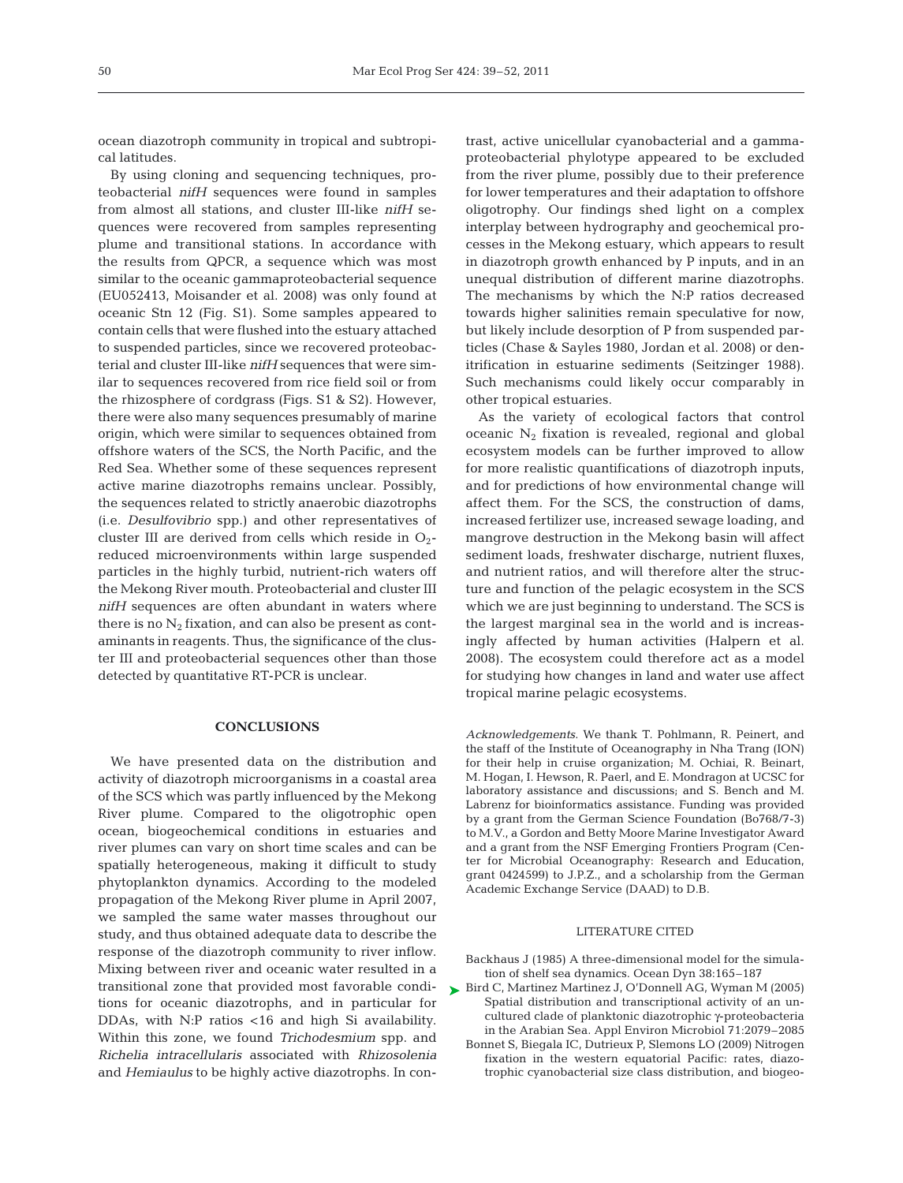ocean diazotroph community in tropical and subtropical latitudes.

By using cloning and sequencing techniques, proteobacterial *nifH* sequences were found in samples from almost all stations, and cluster III-like *nifH* sequences were recovered from samples representing plume and transitional stations. In accordance with the results from QPCR, a sequence which was most similar to the oceanic gammaproteobacterial sequence (EU052413, Moisander et al. 2008) was only found at oceanic Stn 12 (Fig. S1). Some samples appeared to contain cells that were flushed into the estuary attached to suspended particles, since we recovered proteobacterial and cluster III-like *nifH* sequences that were similar to sequences recovered from rice field soil or from the rhizosphere of cordgrass (Figs. S1 & S2). However, there were also many sequences presumably of marine origin, which were similar to sequences obtained from offshore waters of the SCS, the North Pacific, and the Red Sea. Whether some of these sequences represent active marine diazotrophs remains unclear. Possibly, the sequences related to strictly anaerobic diazotrophs (i.e. *Desulfovibrio* spp.) and other representatives of cluster III are derived from cells which reside in $O_2$-reduced microenvironments within large suspended particles in the highly turbid, nutrient-rich waters off the Mekong River mouth. Proteobacterial and cluster III *nifH* sequences are often abundant in waters where there is no $N_2$ fixation, and can also be present as contaminants in reagents. Thus, the significance of the cluster III and proteobacterial sequences other than those detected by quantitative RT-PCR is unclear.

## CONCLUSIONS

We have presented data on the distribution and activity of diazotroph microorganisms in a coastal area of the SCS which was partly influenced by the Mekong River plume. Compared to the oligotrophic open ocean, biogeochemical conditions in estuaries and river plumes can vary on short time scales and can be spatially heterogeneous, making it difficult to study phytoplankton dynamics. According to the modeled propagation of the Mekong River plume in April 2007, we sampled the same water masses throughout our study, and thus obtained adequate data to describe the response of the diazotroph community to river inflow. Mixing between river and oceanic water resulted in a transitional zone that provided most favorable conditions for oceanic diazotrophs, and in particular for DDAs, with N:P ratios <16 and high Si availability. Within this zone, we found *Trichodesmium* spp. and *Richelia intracellularis* associated with *Rhizosolenia* and *Hemiaulus* to be highly active diazotrophs. In contrast, active unicellular cyanobacterial and a gammaproteobacterial phylotype appeared to be excluded from the river plume, possibly due to their preference for lower temperatures and their adaptation to offshore oligotrophy. Our findings shed light on a complex interplay between hydrography and geochemical processes in the Mekong estuary, which appears to result in diazotroph growth enhanced by P inputs, and in an unequal distribution of different marine diazotrophs. The mechanisms by which the N:P ratios decreased towards higher salinities remain speculative for now, but likely include desorption of P from suspended particles (Chase & Sayles 1980, Jordan et al. 2008) or denitrification in estuarine sediments (Seitzinger 1988). Such mechanisms could likely occur comparably in other tropical estuaries.

As the variety of ecological factors that control oceanic $N_2$ fixation is revealed, regional and global ecosystem models can be further improved to allow for more realistic quantifications of diazotroph inputs, and for predictions of how environmental change will affect them. For the SCS, the construction of dams, increased fertilizer use, increased sewage loading, and mangrove destruction in the Mekong basin will affect sediment loads, freshwater discharge, nutrient fluxes, and nutrient ratios, and will therefore alter the structure and function of the pelagic ecosystem in the SCS which we are just beginning to understand. The SCS is the largest marginal sea in the world and is increasingly affected by human activities (Halpern et al. 2008). The ecosystem could therefore act as a model for studying how changes in land and water use affect tropical marine pelagic ecosystems.

*Acknowledgements.* We thank T. Pohlmann, R. Peinert, and the staff of the Institute of Oceanography in Nha Trang (ION) for their help in cruise organization; M. Ochiai, R. Beinart, M. Hogan, I. Hewson, R. Paerl, and E. Mondragon at UCSC for laboratory assistance and discussions; and S. Bench and M. Labrenz for bioinformatics assistance. Funding was provided by a grant from the German Science Foundation (Bo768/7-3) to M.V., a Gordon and Betty Moore Marine Investigator Award and a grant from the NSF Emerging Frontiers Program (Center for Microbial Oceanography: Research and Education, grant 0424599) to J.P.Z., and a scholarship from the German Academic Exchange Service (DAAD) to D.B.

## LITERATURE CITED

- Backhaus J (1985) A three-dimensional model for the simulation of shelf sea dynamics. Ocean Dyn 38:165–187
- Bird C, Martinez Martinez J, O'Donnell AG, Wyman M (2005) Spatial distribution and transcriptional activity of an uncultured clade of planktonic diazotrophic γ-proteobacteria in the Arabian Sea. Appl Environ Microbiol 71:2079–2085
- Bonnet S, Biegala IC, Dutrieux P, Slemons LO (2009) Nitrogen fixation in the western equatorial Pacific: rates, diazotrophic cyanobacterial size class distribution, and biogeo-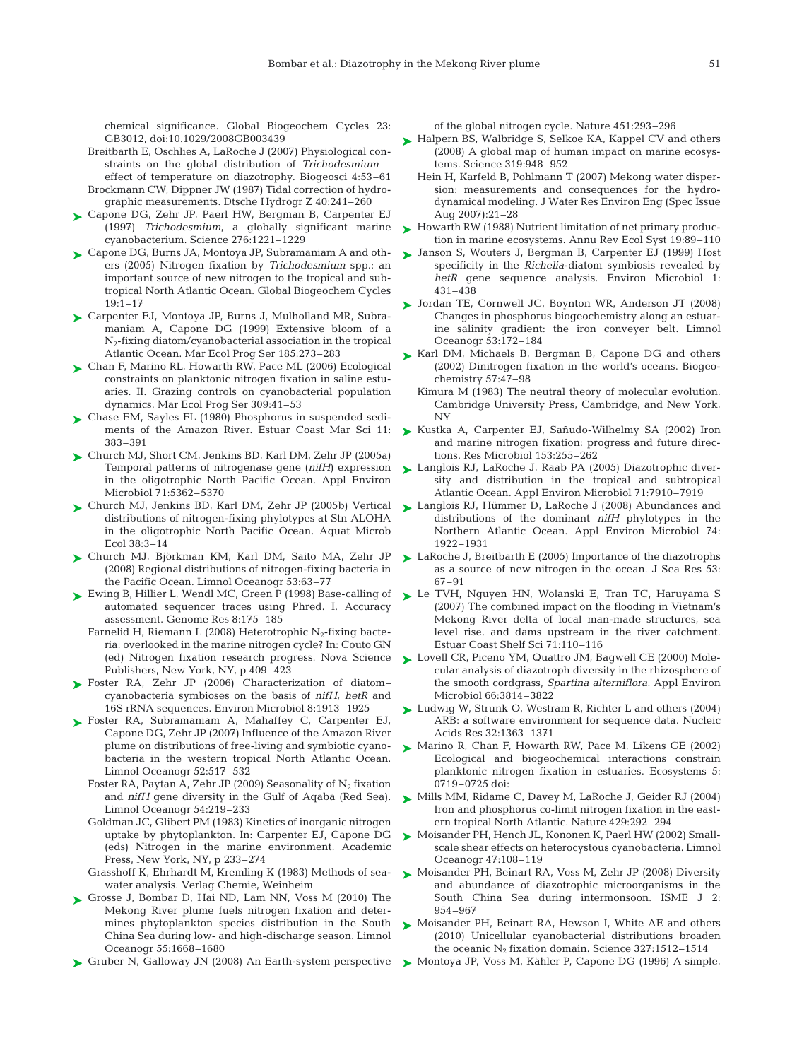chemical significance. Global Biogeochem Cycles 23: GB3012, doi:10.1029/2008GB003439

Breitbarth E, Oschlies A, LaRoche J (2007) Physiological constraints on the global distribution of *Trichodesmium*—effect of temperature on diazotrophy. Biogeosci 4:53–61

Brockmann CW, Dippner JW (1987) Tidal correction of hydrographic measurements. Dtsche Hydrogr Z 40:241–260

Capone DG, Zehr JP, Paerl HW, Bergman B, Carpenter EJ (1997) *Trichodesmium*, a globally significant marine cyanobacterium. Science 276:1221–1229

Capone DG, Burns JA, Montoya JP, Subramaniam A and others (2005) Nitrogen fixation by *Trichodesmium* spp.: an important source of new nitrogen to the tropical and subtropical North Atlantic Ocean. Global Biogeochem Cycles 19:1–17

Carpenter EJ, Montoya JP, Burns J, Mulholland MR, Subramaniam A, Capone DG (1999) Extensive bloom of a $N_2$-fixing diatom/cyanobacterial association in the tropical Atlantic Ocean. Mar Ecol Prog Ser 185:273–283

Chan F, Marino RL, Howarth RW, Pace ML (2006) Ecological constraints on planktonic nitrogen fixation in saline estuaries. II. Grazing controls on cyanobacterial population dynamics. Mar Ecol Prog Ser 309:41–53

Chase EM, Sayles FL (1980) Phosphorus in suspended sediments of the Amazon River. Estuar Coast Mar Sci 11: 383–391

Church MJ, Short CM, Jenkins BD, Karl DM, Zehr JP (2005a) Temporal patterns of nitrogenase gene (*nifH*) expression in the oligotrophic North Pacific Ocean. Appl Environ Microbiol 71:5362–5370

Church MJ, Jenkins BD, Karl DM, Zehr JP (2005b) Vertical distributions of nitrogen-fixing phylotypes at Stn ALOHA in the oligotrophic North Pacific Ocean. Aquat Microb Ecol 38:3–14

Church MJ, Björkman KM, Karl DM, Saito MA, Zehr JP (2008) Regional distributions of nitrogen-fixing bacteria in the Pacific Ocean. Limnol Oceanogr 53:63–77

Ewing B, Hillier L, Wendl MC, Green P (1998) Base-calling of automated sequencer traces using Phred. I. Accuracy assessment. Genome Res 8:175–185

Farnelid H, Riemann L (2008) Heterotrophic $N_2$-fixing bacteria: overlooked in the marine nitrogen cycle? In: Couto GN (ed) Nitrogen fixation research progress. Nova Science Publishers, New York, NY, p 409–423

Foster RA, Zehr JP (2006) Characterization of diatom–cyanobacteria symbioses on the basis of *nifH*, *hetR* and 16S rRNA sequences. Environ Microbiol 8:1913–1925

Foster RA, Subramaniam A, Mahaffey C, Carpenter EJ, Capone DG, Zehr JP (2007) Influence of the Amazon River plume on distributions of free-living and symbiotic cyanobacteria in the western tropical North Atlantic Ocean. Limnol Oceanogr 52:517–532

Foster RA, Paytan A, Zehr JP (2009) Seasonality of $N_2$ fixation and *nifH* gene diversity in the Gulf of Aqaba (Red Sea). Limnol Oceanogr 54:219–233

Goldman JC, Glibert PM (1983) Kinetics of inorganic nitrogen uptake by phytoplankton. In: Carpenter EJ, Capone DG (eds) Nitrogen in the marine environment. Academic Press, New York, NY, p 233–274

Grasshoff K, Ehrhardt M, Kremling K (1983) Methods of seawater analysis. Verlag Chemie, Weinheim

Grosse J, Bombar D, Hai ND, Lam NN, Voss M (2010) The Mekong River plume fuels nitrogen fixation and determines phytoplankton species distribution in the South China Sea during low- and high-discharge season. Limnol Oceanogr 55:1668–1680

Gruber N, Galloway JN (2008) An Earth-system perspective of the global nitrogen cycle. Nature 451:293–296

Halpern BS, Walbridge S, Selkoe KA, Kappel CV and others (2008) A global map of human impact on marine ecosystems. Science 319:948–952

Hein H, Karfeld B, Pohlmann T (2007) Mekong water dispersion: measurements and consequences for the hydrodynamical modeling. J Water Res Environ Eng (Spec Issue Aug 2007):21–28

Howarth RW (1988) Nutrient limitation of net primary production in marine ecosystems. Annu Rev Ecol Syst 19:89–110

Janson S, Wouters J, Bergman B, Carpenter EJ (1999) Host specificity in the *Richelia*-diatom symbiosis revealed by *hetR* gene sequence analysis. Environ Microbiol 1: 431–438

Jordan TE, Cornwell JC, Boynton WR, Anderson JT (2008) Changes in phosphorus biogeochemistry along an estuarine salinity gradient: the iron conveyer belt. Limnol Oceanogr 53:172–184

Karl DM, Michaels B, Bergman B, Capone DG and others (2002) Dinitrogen fixation in the world's oceans. Biogeochemistry 57:47–98

Kimura M (1983) The neutral theory of molecular evolution. Cambridge University Press, Cambridge, and New York, NY

Kustka A, Carpenter EJ, Sañudo-Wilhelmy SA (2002) Iron and marine nitrogen fixation: progress and future directions. Res Microbiol 153:255–262

Langlois RJ, LaRoche J, Raab PA (2005) Diazotrophic diversity and distribution in the tropical and subtropical Atlantic Ocean. Appl Environ Microbiol 71:7910–7919

Langlois RJ, Hümmer D, LaRoche J (2008) Abundances and distributions of the dominant *nifH* phylotypes in the Northern Atlantic Ocean. Appl Environ Microbiol 74: 1922–1931

LaRoche J, Breitbarth E (2005) Importance of the diazotrophs as a source of new nitrogen in the ocean. J Sea Res 53: 67–91

Le TVH, Nguyen HN, Wolanski E, Tran TC, Haruyama S (2007) The combined impact on the flooding in Vietnam's Mekong River delta of local man-made structures, sea level rise, and dams upstream in the river catchment. Estuar Coast Shelf Sci 71:110–116

Lovell CR, Piceno YM, Quattro JM, Bagwell CE (2000) Molecular analysis of diazotroph diversity in the rhizosphere of the smooth cordgrass, *Spartina alterniflora*. Appl Environ Microbiol 66:3814–3822

Ludwig W, Strunk O, Westram R, Richter L and others (2004) ARB: a software environment for sequence data. Nucleic Acids Res 32:1363–1371

Marino R, Chan F, Howarth RW, Pace M, Likens GE (2002) Ecological and biogeochemical interactions constrain planktonic nitrogen fixation in estuaries. Ecosystems 5: 0719–0725 doi:

Mills MM, Ridame C, Davey M, LaRoche J, Geider RJ (2004) Iron and phosphorus co-limit nitrogen fixation in the eastern tropical North Atlantic. Nature 429:292–294

Moisander PH, Hench JL, Kononen K, Paerl HW (2002) Small-scale shear effects on heterocystous cyanobacteria. Limnol Oceanogr 47:108–119

Moisander PH, Beinart RA, Voss M, Zehr JP (2008) Diversity and abundance of diazotrophic microorganisms in the South China Sea during intermonsoon. ISME J 2: 954–967

Moisander PH, Beinart RA, Hewson I, White AE and others (2010) Unicellular cyanobacterial distributions broaden the oceanic $N_2$ fixation domain. Science 327:1512–1514

Montoya JP, Voss M, Kähler P, Capone DG (1996) A simple,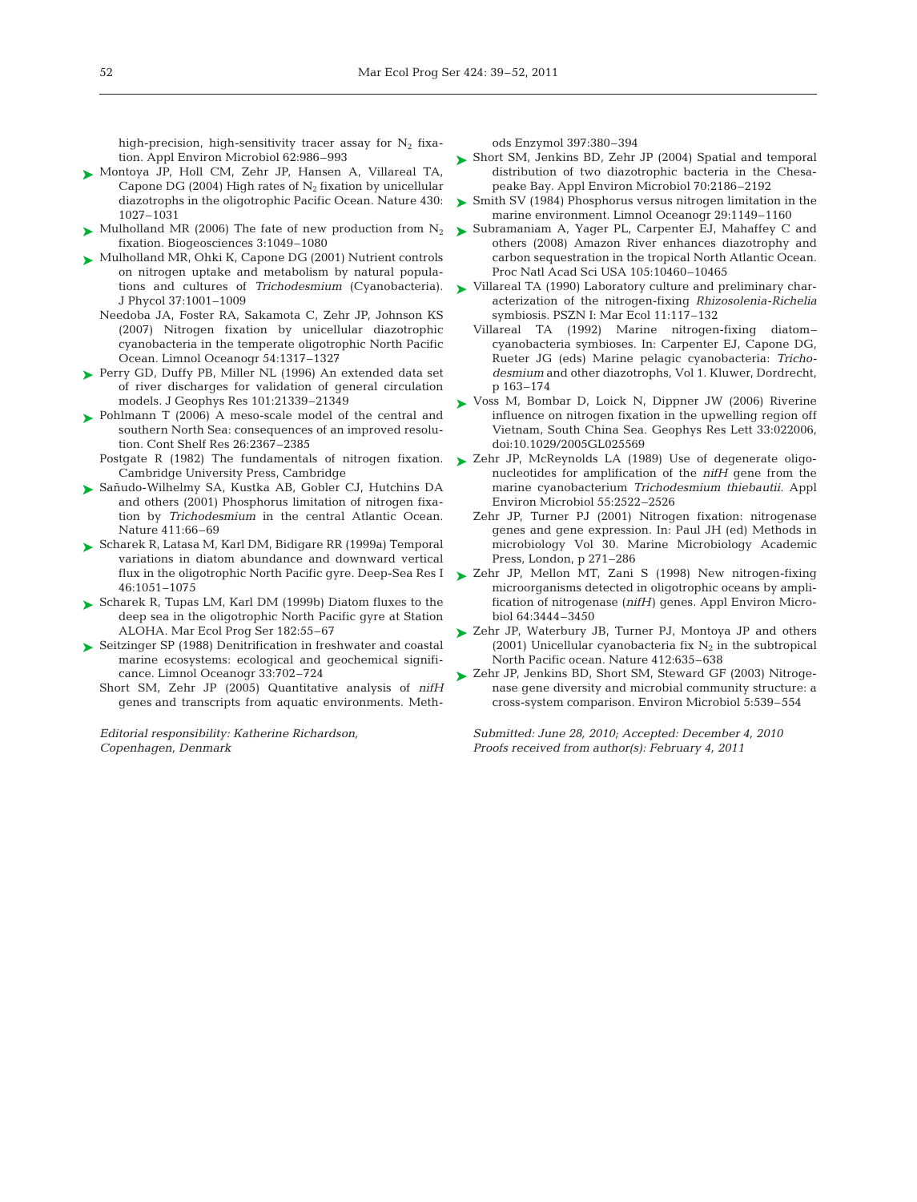high-precision, high-sensitivity tracer assay for $N_2$ fixation. Appl Environ Microbiol 62:986–993

Montoya JP, Holl CM, Zehr JP, Hansen A, Villareal TA, Capone DG (2004) High rates of $N_2$ fixation by unicellular diazotrophs in the oligotrophic Pacific Ocean. Nature 430: 1027–1031

Mulholland MR (2006) The fate of new production from $N_2$ fixation. Biogeosciences 3:1049–1080

Mulholland MR, Ohki K, Capone DG (2001) Nutrient controls on nitrogen uptake and metabolism by natural populations and cultures of *Trichodesmium* (Cyanobacteria). J Phycol 37:1001–1009

Needoba JA, Foster RA, Sakamota C, Zehr JP, Johnson KS (2007) Nitrogen fixation by unicellular diazotrophic cyanobacteria in the temperate oligotrophic North Pacific Ocean. Limnol Oceanogr 54:1317–1327

Perry GD, Duffy PB, Miller NL (1996) An extended data set of river discharges for validation of general circulation models. J Geophys Res 101:21339–21349

Pohlmann T (2006) A meso-scale model of the central and southern North Sea: consequences of an improved resolution. Cont Shelf Res 26:2367–2385

Postgate R (1982) The fundamentals of nitrogen fixation. Cambridge University Press, Cambridge

Sañudo-Wilhelmy SA, Kustka AB, Gobler CJ, Hutchins DA and others (2001) Phosphorus limitation of nitrogen fixation by *Trichodesmium* in the central Atlantic Ocean. Nature 411:66–69

Scharek R, Latasa M, Karl DM, Bidigare RR (1999a) Temporal variations in diatom abundance and downward vertical flux in the oligotrophic North Pacific gyre. Deep-Sea Res I 46:1051–1075

Scharek R, Tupas LM, Karl DM (1999b) Diatom fluxes to the deep sea in the oligotrophic North Pacific gyre at Station ALOHA. Mar Ecol Prog Ser 182:55–67

Seitzinger SP (1988) Denitrification in freshwater and coastal marine ecosystems: ecological and geochemical significance. Limnol Oceanogr 33:702–724

Short SM, Zehr JP (2005) Quantitative analysis of *nifH* genes and transcripts from aquatic environments. Methods Enzymol 397:380–394

Short SM, Jenkins BD, Zehr JP (2004) Spatial and temporal distribution of two diazotrophic bacteria in the Chesapeake Bay. Appl Environ Microbiol 70:2186–2192

Smith SV (1984) Phosphorus versus nitrogen limitation in the marine environment. Limnol Oceanogr 29:1149–1160

Subramaniam A, Yager PL, Carpenter EJ, Mahaffey C and others (2008) Amazon River enhances diazotrophy and carbon sequestration in the tropical North Atlantic Ocean. Proc Natl Acad Sci USA 105:10460–10465

Villareal TA (1990) Laboratory culture and preliminary characterization of the nitrogen-fixing *Rhizosolenia-Richelia* symbiosis. PSZN I: Mar Ecol 11:117–132

Villareal TA (1992) Marine nitrogen-fixing diatom–cyanobacteria symbioses. In: Carpenter EJ, Capone DG, Rueter JG (eds) Marine pelagic cyanobacteria: *Trichodesmium* and other diazotrophs, Vol 1. Kluwer, Dordrecht, p 163–174

Voss M, Bombar D, Loick N, Dippner JW (2006) Riverine influence on nitrogen fixation in the upwelling region off Vietnam, South China Sea. Geophys Res Lett 33:022006, doi:10.1029/2005GL025569

Zehr JP, McReynolds LA (1989) Use of degenerate oligonucleotides for amplification of the *nifH* gene from the marine cyanobacterium *Trichodesmium thiebautii*. Appl Environ Microbiol 55:2522–2526

Zehr JP, Turner PJ (2001) Nitrogen fixation: nitrogenase genes and gene expression. In: Paul JH (ed) Methods in microbiology Vol 30. Marine Microbiology Academic Press, London, p 271–286

Zehr JP, Mellon MT, Zani S (1998) New nitrogen-fixing microorganisms detected in oligotrophic oceans by amplification of nitrogenase (*nifH*) genes. Appl Environ Microbiol 64:3444–3450

Zehr JP, Waterbury JB, Turner PJ, Montoya JP and others (2001) Unicellular cyanobacteria fix $N_2$ in the subtropical North Pacific ocean. Nature 412:635–638

Zehr JP, Jenkins BD, Short SM, Steward GF (2003) Nitrogenase gene diversity and microbial community structure: a cross-system comparison. Environ Microbiol 5:539–554

*Editorial responsibility: Katherine Richardson, Copenhagen, Denmark*

*Submitted: June 28, 2010; Accepted: December 4, 2010*
*Proofs received from author(s): February 4, 2011*